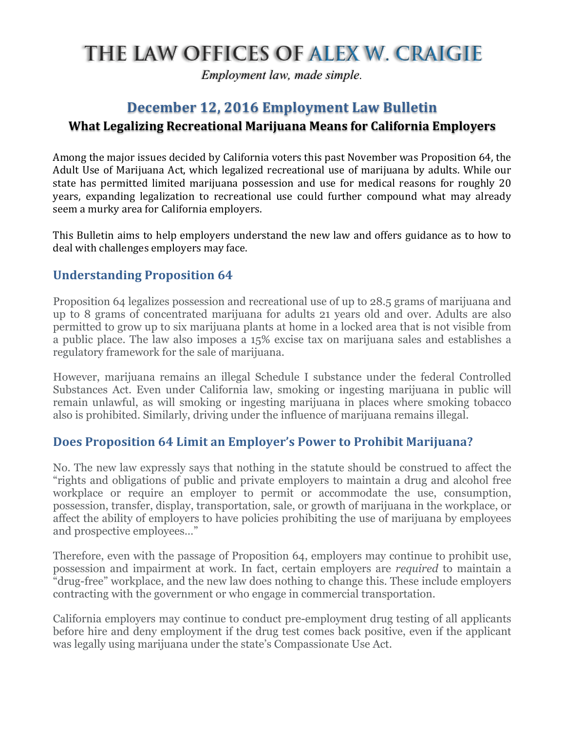# THE LAW OFFICES OF ALEX W. CRAIGIE

*Employment law, made simple.*

## December 12, 2016 Employment Law Bulletin

### What Legalizing Recreational Marijuana Means for California Employers

Among the major issues decided by California voters this past November was Proposition 64, the Adult Use of Marijuana Act, which legalized recreational use of marijuana by adults. While our state has permitted limited marijuana possession and use for medical reasons for roughly 20 years, expanding legalization to recreational use could further compound what may already seem a murky area for California employers.

This Bulletin aims to help employers understand the new law and offers guidance as to how to deal with challenges employers may face.

### Understanding Proposition 64

Proposition 64 legalizes possession and recreational use of up to 28.5 grams of marijuana and up to 8 grams of concentrated marijuana for adults 21 years old and over. Adults are also permitted to grow up to six marijuana plants at home in a locked area that is not visible from a public place. The law also imposes a 15% excise tax on marijuana sales and establishes a regulatory framework for the sale of marijuana.

However, marijuana remains an illegal Schedule I substance under the federal Controlled Substances Act. Even under California law, smoking or ingesting marijuana in public will remain unlawful, as will smoking or ingesting marijuana in places where smoking tobacco also is prohibited. Similarly, driving under the influence of marijuana remains illegal.

### Does Proposition 64 Limit an Employer's Power to Prohibit Marijuana?

No. The new law expressly says that nothing in the statute should be construed to affect the "rights and obligations of public and private employers to maintain a drug and alcohol free workplace or require an employer to permit or accommodate the use, consumption, possession, transfer, display, transportation, sale, or growth of marijuana in the workplace, or affect the ability of employers to have policies prohibiting the use of marijuana by employees and prospective employees…"

Therefore, even with the passage of Proposition 64, employers may continue to prohibit use, possession and impairment at work. In fact, certain employers are *required* to maintain a "drug-free" workplace, and the new law does nothing to change this. These include employers contracting with the government or who engage in commercial transportation.

California employers may continue to conduct pre-employment drug testing of all applicants before hire and deny employment if the drug test comes back positive, even if the applicant was legally using marijuana under the state's Compassionate Use Act.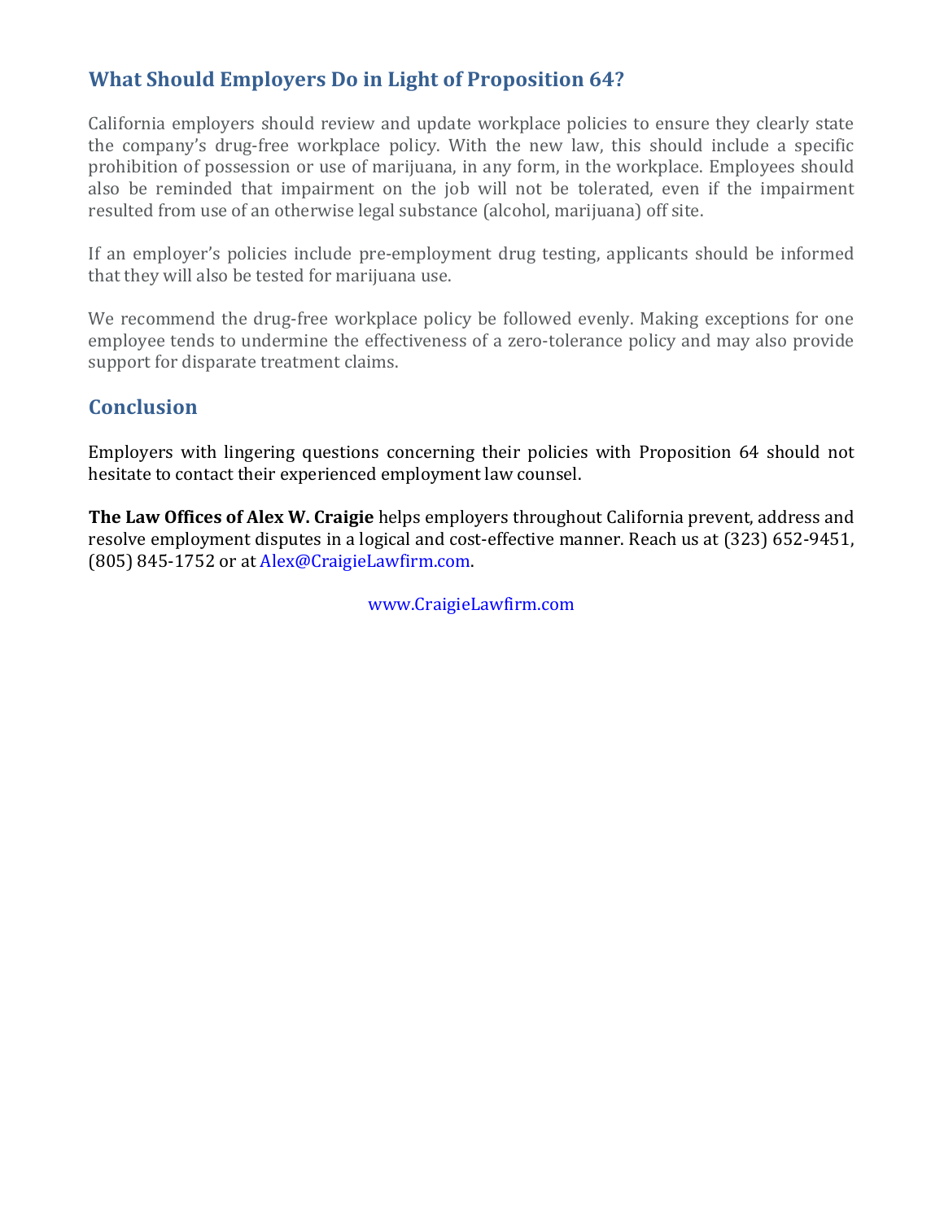## What Should Employers Do in Light of Proposition 64?

California employers should review and update workplace policies to ensure they clearly state the company's drug-free workplace policy. With the new law, this should include a specific prohibition of possession or use of marijuana, in any form, in the workplace. Employees should also be reminded that impairment on the job will not be tolerated, even if the impairment resulted from use of an otherwise legal substance (alcohol, marijuana) off site.

If an employer's policies include pre-employment drug testing, applicants should be informed that they will also be tested for marijuana use.

We recommend the drug-free workplace policy be followed evenly. Making exceptions for one employee tends to undermine the effectiveness of a zero-tolerance policy and may also provide support for disparate treatment claims.

## Conclusion

Employers with lingering questions concerning their policies with Proposition 64 should not hesitate to contact their experienced employment law counsel.

**The Law Offices of Alex W. Craigie** helps employers throughout California prevent, address and resolve employment disputes in a logical and cost-effective manner. Reach us at (323) 652-9451, (805) 845-1752 or at Alex@CraigieLawfirm.com.

www.CraigieLawfirm.com